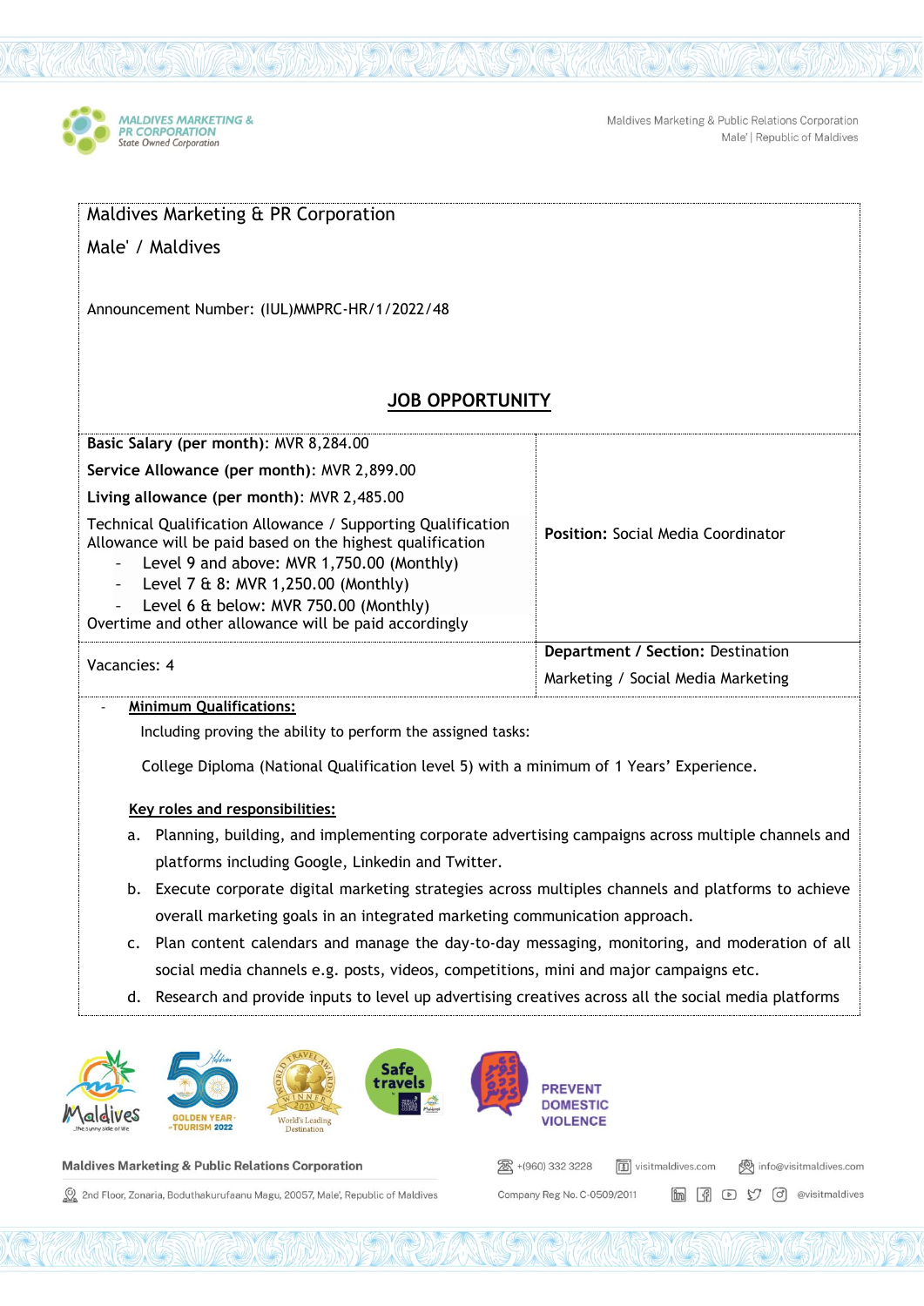Maldives Marketing & PR Corporation

Male' / Maldives

Announcement Number: (IUL)MMPRC-HR/1/2022/48

## JOB OPPORTUNITY

| | |
|---|---|
| **Basic Salary (per month)**: MVR 8,284.00<br>**Service Allowance (per month)**: MVR 2,899.00<br>**Living allowance (per month)**: MVR 2,485.00<br>Technical Qualification Allowance / Supporting Qualification Allowance will be paid based on the highest qualification<br>- Level 9 and above: MVR 1,750.00 (Monthly)<br>- Level 7 & 8: MVR 1,250.00 (Monthly)<br>- Level 6 & below: MVR 750.00 (Monthly)<br>Overtime and other allowance will be paid accordingly | **Position:** Social Media Coordinator |
| Vacancies: 4 | **Department / Section:** Destination Marketing / Social Media Marketing |

- **Minimum Qualifications:**

  Including proving the ability to perform the assigned tasks:

  College Diploma (National Qualification level 5) with a minimum of 1 Years' Experience.

**Key roles and responsibilities:**

a. Planning, building, and implementing corporate advertising campaigns across multiple channels and platforms including Google, Linkedin and Twitter.

b. Execute corporate digital marketing strategies across multiples channels and platforms to achieve overall marketing goals in an integrated marketing communication approach.

c. Plan content calendars and manage the day-to-day messaging, monitoring, and moderation of all social media channels e.g. posts, videos, competitions, mini and major campaigns etc.

d. Research and provide inputs to level up advertising creatives across all the social media platforms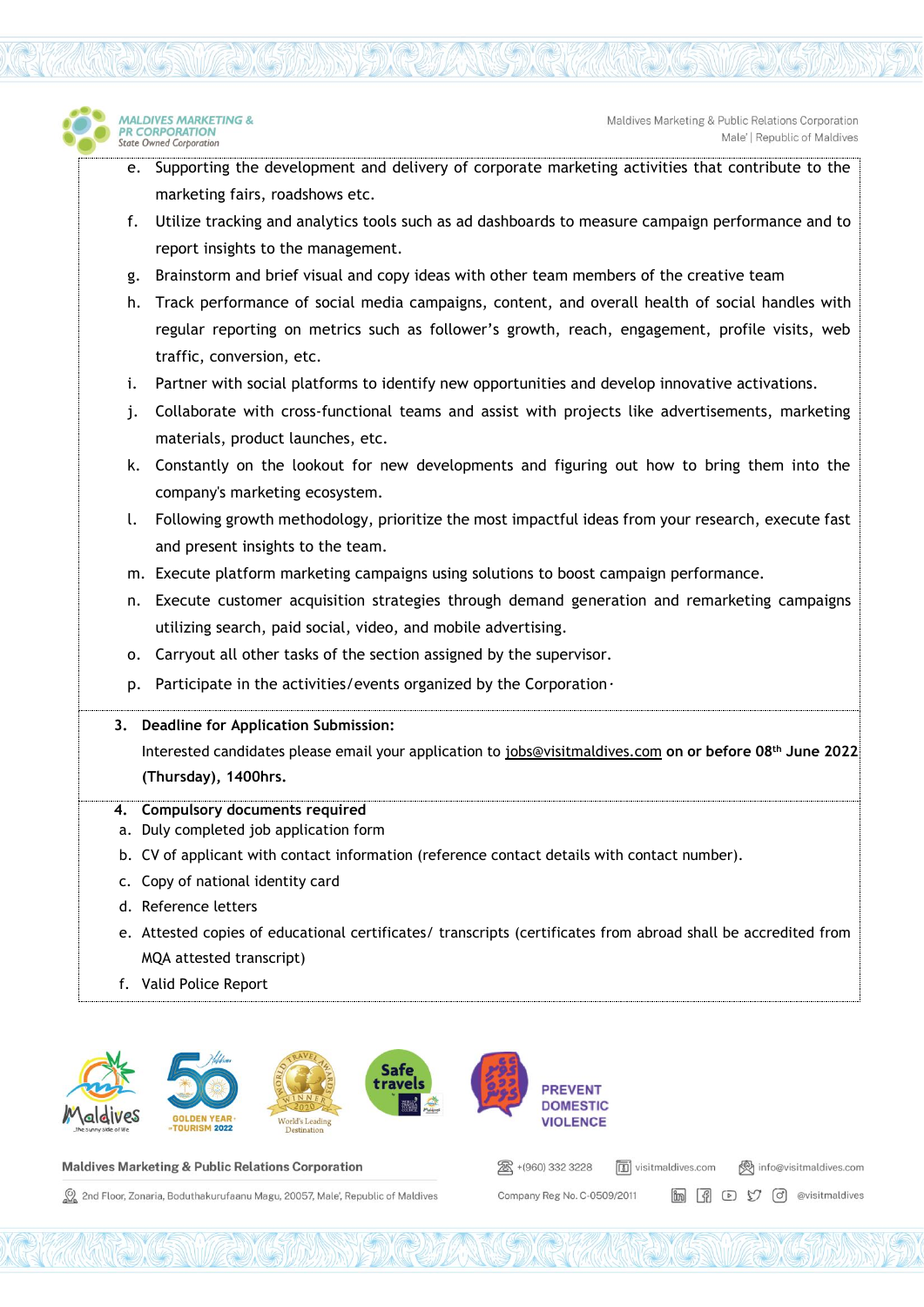e. Supporting the development and delivery of corporate marketing activities that contribute to the marketing fairs, roadshows etc.
f. Utilize tracking and analytics tools such as ad dashboards to measure campaign performance and to report insights to the management.
g. Brainstorm and brief visual and copy ideas with other team members of the creative team
h. Track performance of social media campaigns, content, and overall health of social handles with regular reporting on metrics such as follower's growth, reach, engagement, profile visits, web traffic, conversion, etc.
i. Partner with social platforms to identify new opportunities and develop innovative activations.
j. Collaborate with cross-functional teams and assist with projects like advertisements, marketing materials, product launches, etc.
k. Constantly on the lookout for new developments and figuring out how to bring them into the company's marketing ecosystem.
l. Following growth methodology, prioritize the most impactful ideas from your research, execute fast and present insights to the team.
m. Execute platform marketing campaigns using solutions to boost campaign performance.
n. Execute customer acquisition strategies through demand generation and remarketing campaigns utilizing search, paid social, video, and mobile advertising.
o. Carryout all other tasks of the section assigned by the supervisor.
p. Participate in the activities/events organized by the Corporation.

**3. Deadline for Application Submission:**

Interested candidates please email your application to jobs@visitmaldives.com **on or before 08th June 2022 (Thursday), 1400hrs.**

**4. Compulsory documents required**

a. Duly completed job application form
b. CV of applicant with contact information (reference contact details with contact number).
c. Copy of national identity card
d. Reference letters
e. Attested copies of educational certificates/ transcripts (certificates from abroad shall be accredited from MQA attested transcript)
f. Valid Police Report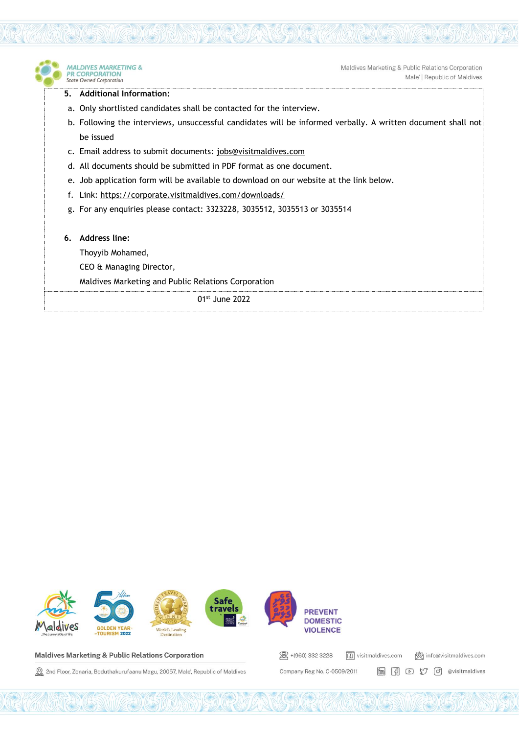## 5. Additional Information:

a. Only shortlisted candidates shall be contacted for the interview.

b. Following the interviews, unsuccessful candidates will be informed verbally. A written document shall not be issued

c. Email address to submit documents: jobs@visitmaldives.com

d. All documents should be submitted in PDF format as one document.

e. Job application form will be available to download on our website at the link below.

f. Link: https://corporate.visitmaldives.com/downloads/

g. For any enquiries please contact: 3323228, 3035512, 3035513 or 3035514

## 6. Address line:

Thoyyib Mohamed,  
CEO & Managing Director,  
Maldives Marketing and Public Relations Corporation

01st June 2022